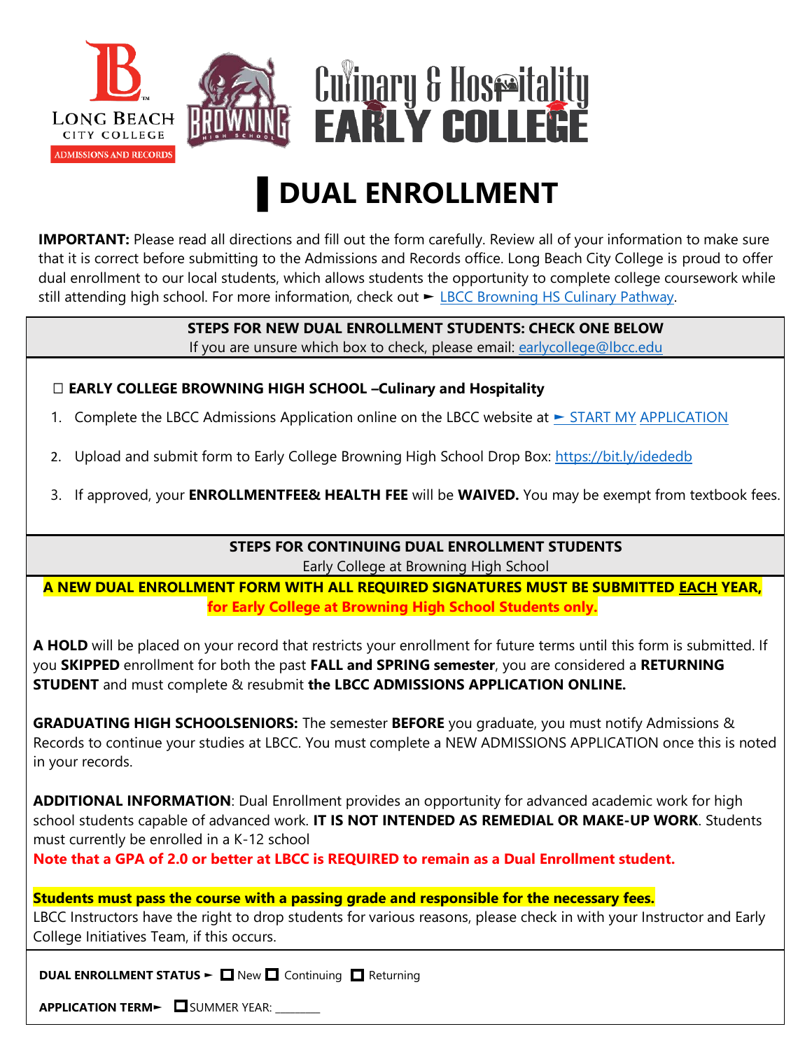LONG BEACH CITY COLLEGE
ADMISSIONS AND RECORDS

BROWNING HIGH SCHOOL

Culinary & Hospitality EARLY COLLEGE

# DUAL ENROLLMENT

**IMPORTANT:** Please read all directions and fill out the form carefully. Review all of your information to make sure that it is correct before submitting to the Admissions and Records office. Long Beach City College is proud to offer dual enrollment to our local students, which allows students the opportunity to complete college coursework while still attending high school. For more information, check out ► LBCC Browning HS Culinary Pathway.

**STEPS FOR NEW DUAL ENROLLMENT STUDENTS: CHECK ONE BELOW**
If you are unsure which box to check, please email: earlycollege@lbcc.edu

☐ **EARLY COLLEGE BROWNING HIGH SCHOOL –Culinary and Hospitality**

1. Complete the LBCC Admissions Application online on the LBCC website at ► START MY APPLICATION
2. Upload and submit form to Early College Browning High School Drop Box: https://bit.ly/idededb
3. If approved, your **ENROLLMENTFEE& HEALTH FEE** will be **WAIVED.** You may be exempt from textbook fees.

**STEPS FOR CONTINUING DUAL ENROLLMENT STUDENTS**
Early College at Browning High School

**A NEW DUAL ENROLLMENT FORM WITH ALL REQUIRED SIGNATURES MUST BE SUBMITTED EACH YEAR, for Early College at Browning High School Students only.**

**A HOLD** will be placed on your record that restricts your enrollment for future terms until this form is submitted. If you **SKIPPED** enrollment for both the past **FALL and SPRING semester**, you are considered a **RETURNING STUDENT** and must complete & resubmit **the LBCC ADMISSIONS APPLICATION ONLINE.**

**GRADUATING HIGH SCHOOLSENIORS:** The semester **BEFORE** you graduate, you must notify Admissions & Records to continue your studies at LBCC. You must complete a NEW ADMISSIONS APPLICATION once this is noted in your records.

**ADDITIONAL INFORMATION**: Dual Enrollment provides an opportunity for advanced academic work for high school students capable of advanced work. **IT IS NOT INTENDED AS REMEDIAL OR MAKE-UP WORK**. Students must currently be enrolled in a K-12 school
**Note that a GPA of 2.0 or better at LBCC is REQUIRED to remain as a Dual Enrollment student.**

**Students must pass the course with a passing grade and responsible for the necessary fees.**
LBCC Instructors have the right to drop students for various reasons, please check in with your Instructor and Early College Initiatives Team, if this occurs.

**DUAL ENROLLMENT STATUS ►** ☐ New ☐ Continuing ☐ Returning

**APPLICATION TERM►** ☐ SUMMER YEAR: ________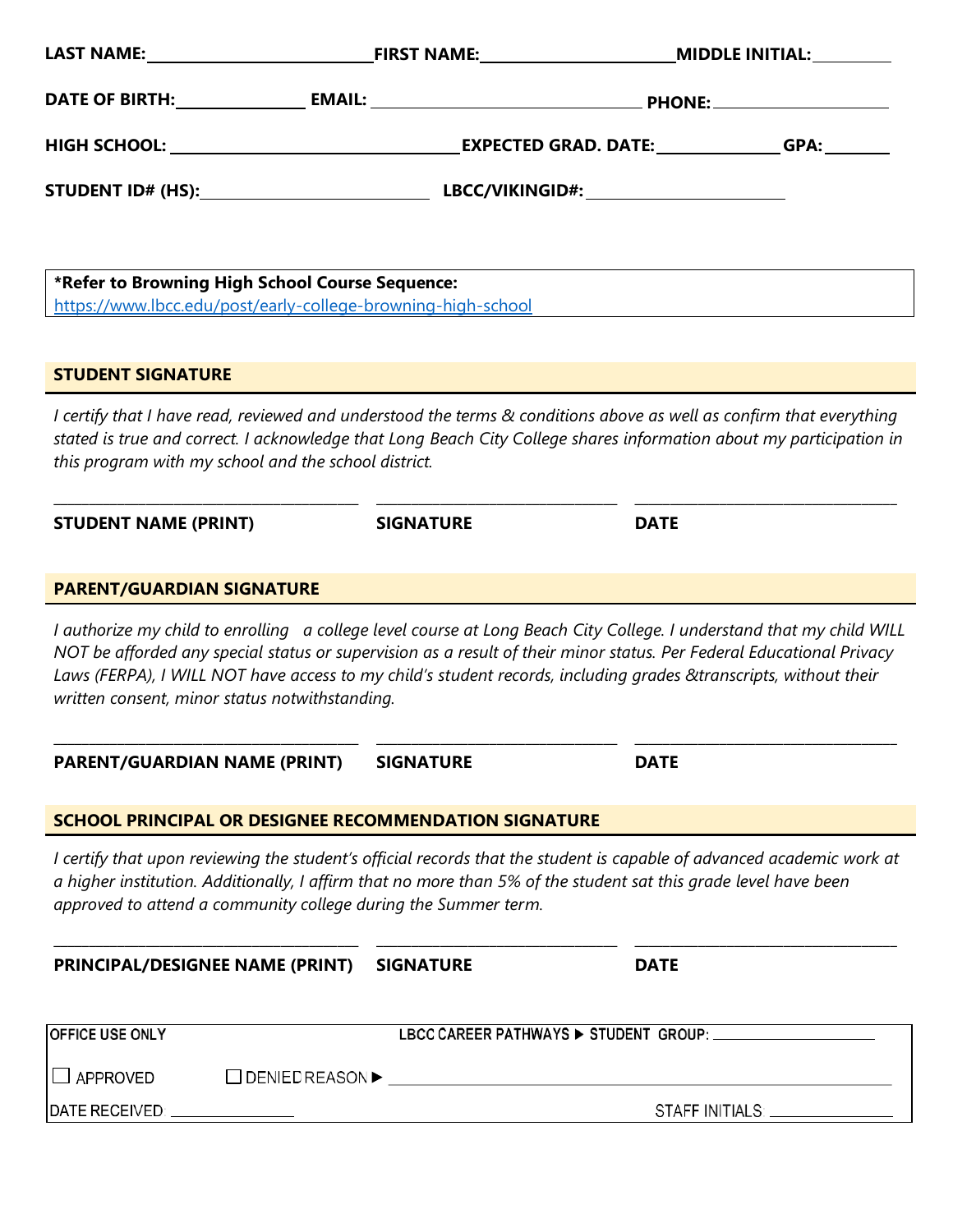**LAST NAME:** ______________________ **FIRST NAME:** ____________________ **MIDDLE INITIAL:** ________

**DATE OF BIRTH:** _____________ **EMAIL:** ______________________________ **PHONE:** ___________________

**HIGH SCHOOL:** _____________________________ **EXPECTED GRAD. DATE:** _____________ **GPA:** _______

**STUDENT ID# (HS):** ______________________ **LBCC/VIKINGID#:** _____________________

**\*Refer to Browning High School Course Sequence:**
https://www.lbcc.edu/post/early-college-browning-high-school

## STUDENT SIGNATURE

*I certify that I have read, reviewed and understood the terms & conditions above as well as confirm that everything stated is true and correct. I acknowledge that Long Beach City College shares information about my participation in this program with my school and the school district.*

| ______________________ | ______________________ | ______________________ |
|---|---|---|
| **STUDENT NAME (PRINT)** | **SIGNATURE** | **DATE** |

## PARENT/GUARDIAN SIGNATURE

*I authorize my child to enrolling a college level course at Long Beach City College. I understand that my child WILL NOT be afforded any special status or supervision as a result of their minor status. Per Federal Educational Privacy Laws (FERPA), I WILL NOT have access to my child's student records, including grades &transcripts, without their written consent, minor status notwithstanding.*

| ______________________ | ______________________ | ______________________ |
|---|---|---|
| **PARENT/GUARDIAN NAME (PRINT)** | **SIGNATURE** | **DATE** |

## SCHOOL PRINCIPAL OR DESIGNEE RECOMMENDATION SIGNATURE

*I certify that upon reviewing the student's official records that the student is capable of advanced academic work at a higher institution. Additionally, I affirm that no more than 5% of the student sat this grade level have been approved to attend a community college during the Summer term.*

| ______________________ | ______________________ | ______________________ |
|---|---|---|
| **PRINCIPAL/DESIGNEE NAME (PRINT)** | **SIGNATURE** | **DATE** |

OFFICE USE ONLY — LBCC CAREER PATHWAYS ▶ STUDENT GROUP: ____________________

☐ APPROVED ☐ DENIED REASON ▶ ________________________________________________

DATE RECEIVED: _______________ STAFF INITIALS: _______________